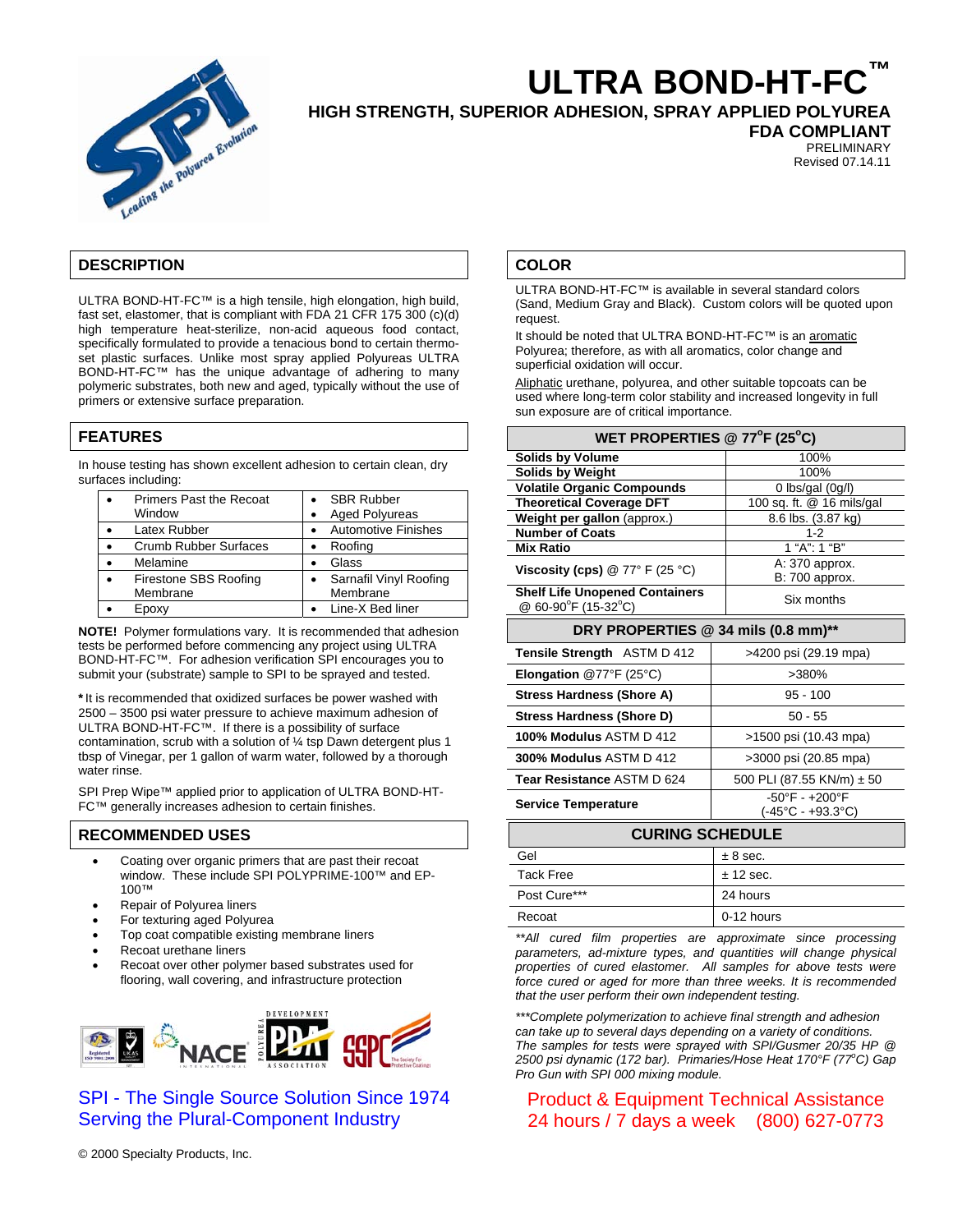# ULTRA BOND-HT-FC™

**HIGH STRENGTH, SUPERIOR ADHESION, SPRAY APPLIED POLYUREA**

**FDA COMPLIANT**

PRELIMINARY
Revised 07.14.11

## DESCRIPTION

ULTRA BOND-HT-FC™ is a high tensile, high elongation, high build, fast set, elastomer, that is compliant with FDA 21 CFR 175 300 (c)(d) high temperature heat-sterilize, non-acid aqueous food contact, specifically formulated to provide a tenacious bond to certain thermo-set plastic surfaces. Unlike most spray applied Polyureas ULTRA BOND-HT-FC™ has the unique advantage of adhering to many polymeric substrates, both new and aged, typically without the use of primers or extensive surface preparation.

## FEATURES

In house testing has shown excellent adhesion to certain clean, dry surfaces including:

| | |
|---|---|
| • Primers Past the Recoat Window | • SBR Rubber<br>• Aged Polyureas |
| • Latex Rubber | • Automotive Finishes |
| • Crumb Rubber Surfaces | • Roofing |
| • Melamine | • Glass |
| • Firestone SBS Roofing Membrane | • Sarnafil Vinyl Roofing Membrane |
| • Epoxy | • Line-X Bed liner |

**NOTE!** Polymer formulations vary. It is recommended that adhesion tests be performed before commencing any project using ULTRA BOND-HT-FC™. For adhesion verification SPI encourages you to submit your (substrate) sample to SPI to be sprayed and tested.

**\*** It is recommended that oxidized surfaces be power washed with 2500 – 3500 psi water pressure to achieve maximum adhesion of ULTRA BOND-HT-FC™. If there is a possibility of surface contamination, scrub with a solution of ¼ tsp Dawn detergent plus 1 tbsp of Vinegar, per 1 gallon of warm water, followed by a thorough water rinse.

SPI Prep Wipe™ applied prior to application of ULTRA BOND-HT-FC™ generally increases adhesion to certain finishes.

## RECOMMENDED USES

- Coating over organic primers that are past their recoat window. These include SPI POLYPRIME-100™ and EP-100™
- Repair of Polyurea liners
- For texturing aged Polyurea
- Top coat compatible existing membrane liners
- Recoat urethane liners
- Recoat over other polymer based substrates used for flooring, wall covering, and infrastructure protection

SPI - The Single Source Solution Since 1974
Serving the Plural-Component Industry

## COLOR

ULTRA BOND-HT-FC™ is available in several standard colors (Sand, Medium Gray and Black). Custom colors will be quoted upon request.

It should be noted that ULTRA BOND-HT-FC™ is an aromatic Polyurea; therefore, as with all aromatics, color change and superficial oxidation will occur.

Aliphatic urethane, polyurea, and other suitable topcoats can be used where long-term color stability and increased longevity in full sun exposure are of critical importance.

| WET PROPERTIES @ 77°F (25°C) | |
|---|---|
| **Solids by Volume** | 100% |
| **Solids by Weight** | 100% |
| **Volatile Organic Compounds** | 0 lbs/gal (0g/l) |
| **Theoretical Coverage DFT** | 100 sq. ft. @ 16 mils/gal |
| **Weight per gallon** (approx.) | 8.6 lbs. (3.87 kg) |
| **Number of Coats** | 1-2 |
| **Mix Ratio** | 1 "A": 1 "B" |
| **Viscosity (cps)** @ 77° F (25 °C) | A: 370 approx.<br>B: 700 approx. |
| **Shelf Life Unopened Containers** @ 60-90°F (15-32°C) | Six months |

| DRY PROPERTIES @ 34 mils (0.8 mm)** | |
|---|---|
| **Tensile Strength** ASTM D 412 | >4200 psi (29.19 mpa) |
| **Elongation** @77°F (25°C) | >380% |
| **Stress Hardness (Shore A)** | 95 - 100 |
| **Stress Hardness (Shore D)** | 50 - 55 |
| **100% Modulus ASTM D 412** | >1500 psi (10.43 mpa) |
| **300% Modulus ASTM D 412** | >3000 psi (20.85 mpa) |
| **Tear Resistance** ASTM D 624 | 500 PLI (87.55 KN/m) ± 50 |
| **Service Temperature** | -50°F - +200°F<br>(-45°C - +93.3°C) |

| CURING SCHEDULE | |
|---|---|
| Gel | ± 8 sec. |
| Tack Free | ± 12 sec. |
| Post Cure*** | 24 hours |
| Recoat | 0-12 hours |

*\*\*All cured film properties are approximate since processing parameters, ad-mixture types, and quantities will change physical properties of cured elastomer. All samples for above tests were force cured or aged for more than three weeks. It is recommended that the user perform their own independent testing.*

*\*\*\*Complete polymerization to achieve final strength and adhesion can take up to several days depending on a variety of conditions. The samples for tests were sprayed with SPI/Gusmer 20/35 HP @ 2500 psi dynamic (172 bar). Primaries/Hose Heat 170°F (77°C) Gap Pro Gun with SPI 000 mixing module.*

Product & Equipment Technical Assistance
24 hours / 7 days a week (800) 627-0773

© 2000 Specialty Products, Inc.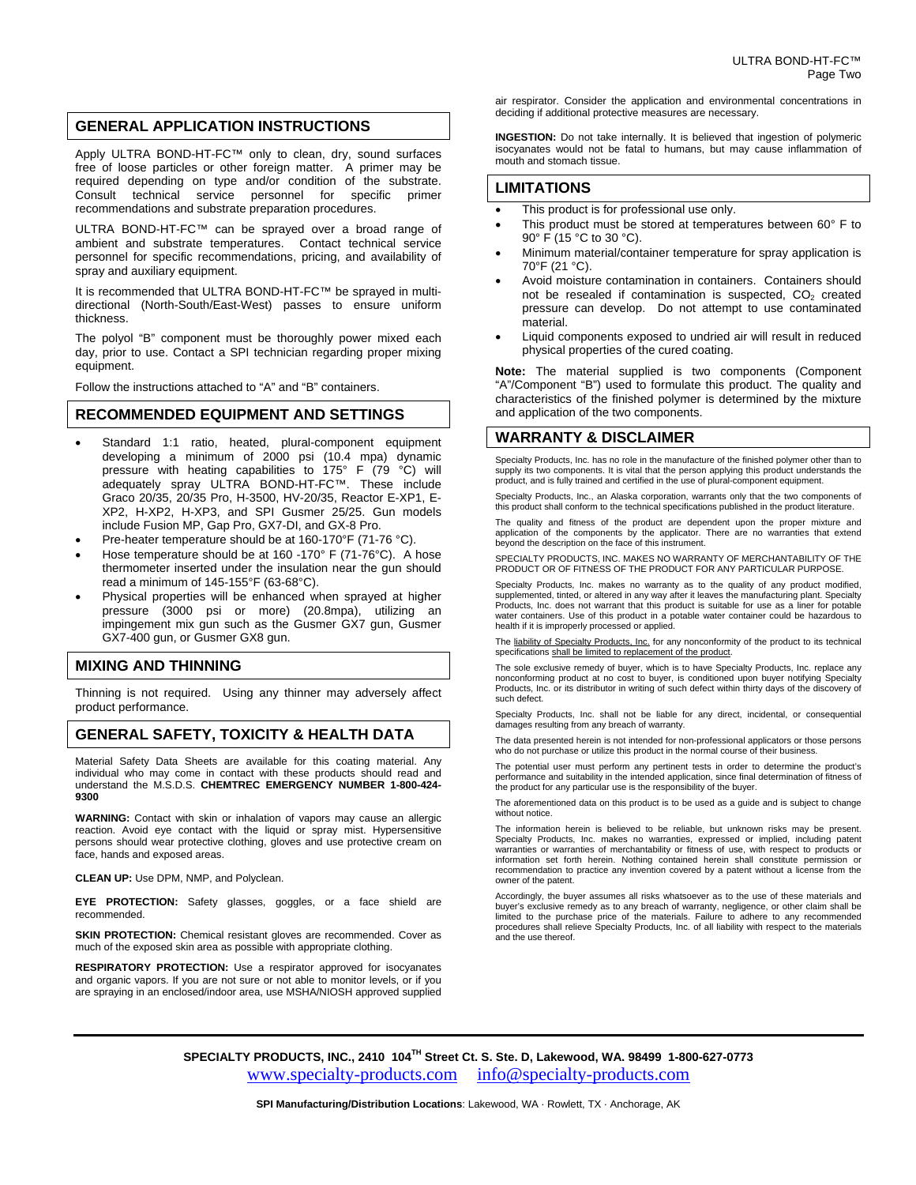## GENERAL APPLICATION INSTRUCTIONS

Apply ULTRA BOND-HT-FC™ only to clean, dry, sound surfaces free of loose particles or other foreign matter. A primer may be required depending on type and/or condition of the substrate. Consult technical service personnel for specific primer recommendations and substrate preparation procedures.

ULTRA BOND-HT-FC™ can be sprayed over a broad range of ambient and substrate temperatures. Contact technical service personnel for specific recommendations, pricing, and availability of spray and auxiliary equipment.

It is recommended that ULTRA BOND-HT-FC™ be sprayed in multi-directional (North-South/East-West) passes to ensure uniform thickness.

The polyol "B" component must be thoroughly power mixed each day, prior to use. Contact a SPI technician regarding proper mixing equipment.

Follow the instructions attached to "A" and "B" containers.

## RECOMMENDED EQUIPMENT AND SETTINGS

- Standard 1:1 ratio, heated, plural-component equipment developing a minimum of 2000 psi (10.4 mpa) dynamic pressure with heating capabilities to 175° F (79 °C) will adequately spray ULTRA BOND-HT-FC™. These include Graco 20/35, 20/35 Pro, H-3500, HV-20/35, Reactor E-XP1, E-XP2, H-XP2, H-XP3, and SPI Gusmer 25/25. Gun models include Fusion MP, Gap Pro, GX7-DI, and GX-8 Pro.
- Pre-heater temperature should be at 160-170°F (71-76 °C).
- Hose temperature should be at 160 -170° F (71-76°C). A hose thermometer inserted under the insulation near the gun should read a minimum of 145-155°F (63-68°C).
- Physical properties will be enhanced when sprayed at higher pressure (3000 psi or more) (20.8mpa), utilizing an impingement mix gun such as the Gusmer GX7 gun, Gusmer GX7-400 gun, or Gusmer GX8 gun.

## MIXING AND THINNING

Thinning is not required. Using any thinner may adversely affect product performance.

## GENERAL SAFETY, TOXICITY & HEALTH DATA

Material Safety Data Sheets are available for this coating material. Any individual who may come in contact with these products should read and understand the M.S.D.S. **CHEMTREC EMERGENCY NUMBER 1-800-424-9300**

**WARNING:** Contact with skin or inhalation of vapors may cause an allergic reaction. Avoid eye contact with the liquid or spray mist. Hypersensitive persons should wear protective clothing, gloves and use protective cream on face, hands and exposed areas.

**CLEAN UP:** Use DPM, NMP, and Polyclean.

**EYE PROTECTION:** Safety glasses, goggles, or a face shield are recommended.

**SKIN PROTECTION:** Chemical resistant gloves are recommended. Cover as much of the exposed skin area as possible with appropriate clothing.

**RESPIRATORY PROTECTION:** Use a respirator approved for isocyanates and organic vapors. If you are not sure or not able to monitor levels, or if you are spraying in an enclosed/indoor area, use MSHA/NIOSH approved supplied air respirator. Consider the application and environmental concentrations in deciding if additional protective measures are necessary.

**INGESTION:** Do not take internally. It is believed that ingestion of polymeric isocyanates would not be fatal to humans, but may cause inflammation of mouth and stomach tissue.

## LIMITATIONS

- This product is for professional use only.
- This product must be stored at temperatures between 60° F to 90° F (15 °C to 30 °C).
- Minimum material/container temperature for spray application is 70°F (21 °C).
- Avoid moisture contamination in containers. Containers should not be resealed if contamination is suspected, $CO_2$ created pressure can develop. Do not attempt to use contaminated material.
- Liquid components exposed to undried air will result in reduced physical properties of the cured coating.

**Note:** The material supplied is two components (Component "A"/Component "B") used to formulate this product. The quality and characteristics of the finished polymer is determined by the mixture and application of the two components.

## WARRANTY & DISCLAIMER

Specialty Products, Inc. has no role in the manufacture of the finished polymer other than to supply its two components. It is vital that the person applying this product understands the product, and is fully trained and certified in the use of plural-component equipment.

Specialty Products, Inc., an Alaska corporation, warrants only that the two components of this product shall conform to the technical specifications published in the product literature.

The quality and fitness of the product are dependent upon the proper mixture and application of the components by the applicator. There are no warranties that extend beyond the description on the face of this instrument.

SPECIALTY PRODUCTS, INC. MAKES NO WARRANTY OF MERCHANTABILITY OF THE PRODUCT OR OF FITNESS OF THE PRODUCT FOR ANY PARTICULAR PURPOSE.

Specialty Products, Inc. makes no warranty as to the quality of any product modified, supplemented, tinted, or altered in any way after it leaves the manufacturing plant. Specialty Products, Inc. does not warrant that this product is suitable for use as a liner for potable water containers. Use of this product in a potable water container could be hazardous to health if it is improperly processed or applied.

The liability of Specialty Products, Inc. for any nonconformity of the product to its technical specifications shall be limited to replacement of the product.

The sole exclusive remedy of buyer, which is to have Specialty Products, Inc. replace any nonconforming product at no cost to buyer, is conditioned upon buyer notifying Specialty Products, Inc. or its distributor in writing of such defect within thirty days of the discovery of such defect.

Specialty Products, Inc. shall not be liable for any direct, incidental, or consequential damages resulting from any breach of warranty.

The data presented herein is not intended for non-professional applicators or those persons who do not purchase or utilize this product in the normal course of their business.

The potential user must perform any pertinent tests in order to determine the product's performance and suitability in the intended application, since final determination of fitness of the product for any particular use is the responsibility of the buyer.

The aforementioned data on this product is to be used as a guide and is subject to change without notice.

The information herein is believed to be reliable, but unknown risks may be present. Specialty Products, Inc. makes no warranties, expressed or implied, including patent warranties or warranties of merchantability or fitness of use, with respect to products or information set forth herein. Nothing contained herein shall constitute permission or recommendation to practice any invention covered by a patent without a license from the owner of the patent.

Accordingly, the buyer assumes all risks whatsoever as to the use of these materials and buyer's exclusive remedy as to any breach of warranty, negligence, or other claim shall be limited to the purchase price of the materials. Failure to adhere to any recommended procedures shall relieve Specialty Products, Inc. of all liability with respect to the materials and the use thereof.

**SPECIALTY PRODUCTS, INC., 2410 104TH Street Ct. S. Ste. D, Lakewood, WA. 98499 1-800-627-0773**
www.specialty-products.com info@specialty-products.com

**SPI Manufacturing/Distribution Locations**: Lakewood, WA · Rowlett, TX · Anchorage, AK